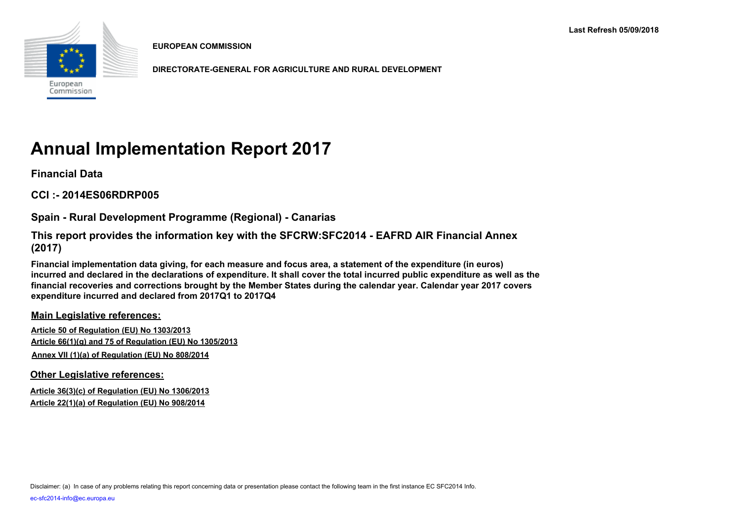Last Refresh 05/09/2018

**EUROPEAN COMMISSION**

**DIRECTORATE-GENERAL FOR AGRICULTURE AND RURAL DEVELOPMENT**

# Annual Implementation Report 2017

## Financial Data

## CCI :- 2014ES06RDRP005

## Spain - Rural Development Programme (Regional) - Canarias

## This report provides the information key with the SFCRW:SFC2014 - EAFRD AIR Financial Annex (2017)

**Financial implementation data giving, for each measure and focus area, a statement of the expenditure (in euros) incurred and declared in the declarations of expenditure. It shall cover the total incurred public expenditure as well as the financial recoveries and corrections brought by the Member States during the calendar year. Calendar year 2017 covers expenditure incurred and declared from 2017Q1 to 2017Q4**

### Main Legislative references:

Article 50 of Regulation (EU) No 1303/2013
Article 66(1)(g) and 75 of Regulation (EU) No 1305/2013
Annex VII (1)(a) of Regulation (EU) No 808/2014

### Other Legislative references:

Article 36(3)(c) of Regulation (EU) No 1306/2013
Article 22(1)(a) of Regulation (EU) No 908/2014

Disclaimer: (a) In case of any problems relating this report concerning data or presentation please contact the following team in the first instance EC SFC2014 Info.

ec-sfc2014-info@ec.europa.eu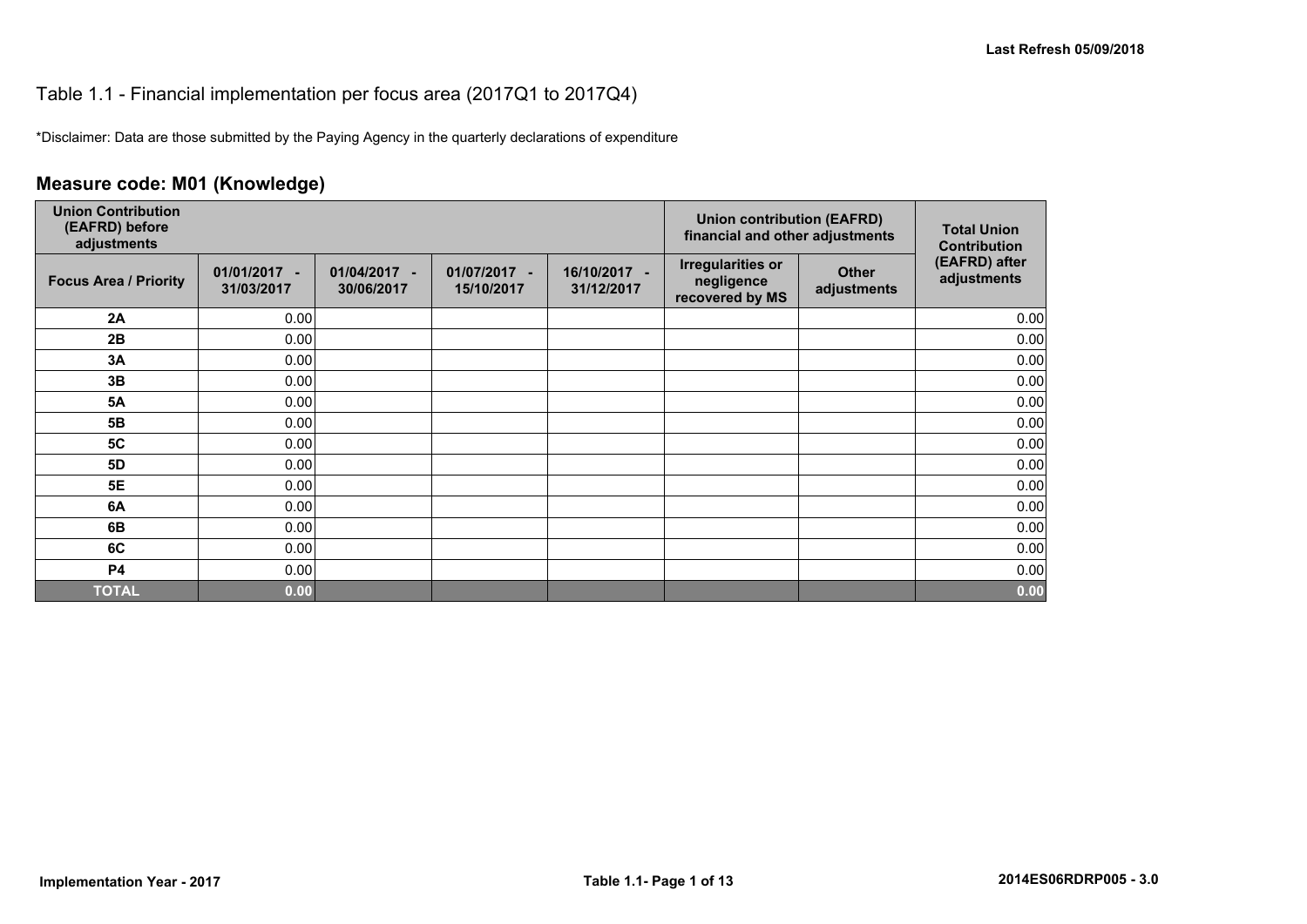# Table 1.1 - Financial implementation per focus area (2017Q1 to 2017Q4)

*Disclaimer: Data are those submitted by the Paying Agency in the quarterly declarations of expenditure

## Measure code: M01 (Knowledge)

| Union Contribution (EAFRD) before adjustments | | | | | Union contribution (EAFRD) financial and other adjustments | | Total Union Contribution (EAFRD) after adjustments |
|---|---|---|---|---|---|---|---|
| Focus Area / Priority | 01/01/2017 - 31/03/2017 | 01/04/2017 - 30/06/2017 | 01/07/2017 - 15/10/2017 | 16/10/2017 - 31/12/2017 | Irregularities or negligence recovered by MS | Other adjustments | |
| 2A | 0.00 | | | | | | 0.00 |
| 2B | 0.00 | | | | | | 0.00 |
| 3A | 0.00 | | | | | | 0.00 |
| 3B | 0.00 | | | | | | 0.00 |
| 5A | 0.00 | | | | | | 0.00 |
| 5B | 0.00 | | | | | | 0.00 |
| 5C | 0.00 | | | | | | 0.00 |
| 5D | 0.00 | | | | | | 0.00 |
| 5E | 0.00 | | | | | | 0.00 |
| 6A | 0.00 | | | | | | 0.00 |
| 6B | 0.00 | | | | | | 0.00 |
| 6C | 0.00 | | | | | | 0.00 |
| P4 | 0.00 | | | | | | 0.00 |
| **TOTAL** | **0.00** | | | | | | **0.00** |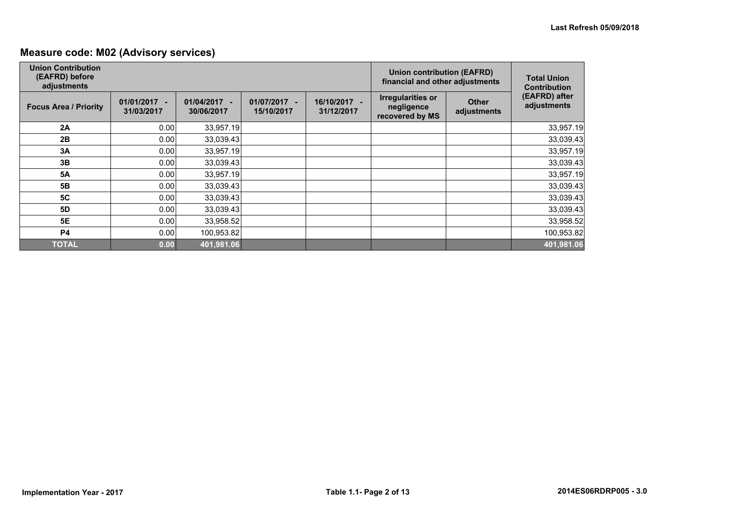## Measure code: M02 (Advisory services)

| Union Contribution (EAFRD) before adjustments | | | | | Union contribution (EAFRD) financial and other adjustments | | Total Union Contribution (EAFRD) after adjustments |
|---|---|---|---|---|---|---|---|
| Focus Area / Priority | 01/01/2017 - 31/03/2017 | 01/04/2017 - 30/06/2017 | 01/07/2017 - 15/10/2017 | 16/10/2017 - 31/12/2017 | Irregularities or negligence recovered by MS | Other adjustments | |
| 2A | 0.00 | 33,957.19 | | | | | 33,957.19 |
| 2B | 0.00 | 33,039.43 | | | | | 33,039.43 |
| 3A | 0.00 | 33,957.19 | | | | | 33,957.19 |
| 3B | 0.00 | 33,039.43 | | | | | 33,039.43 |
| 5A | 0.00 | 33,957.19 | | | | | 33,957.19 |
| 5B | 0.00 | 33,039.43 | | | | | 33,039.43 |
| 5C | 0.00 | 33,039.43 | | | | | 33,039.43 |
| 5D | 0.00 | 33,039.43 | | | | | 33,039.43 |
| 5E | 0.00 | 33,958.52 | | | | | 33,958.52 |
| P4 | 0.00 | 100,953.82 | | | | | 100,953.82 |
| **TOTAL** | **0.00** | **401,981.06** | | | | | **401,981.06** |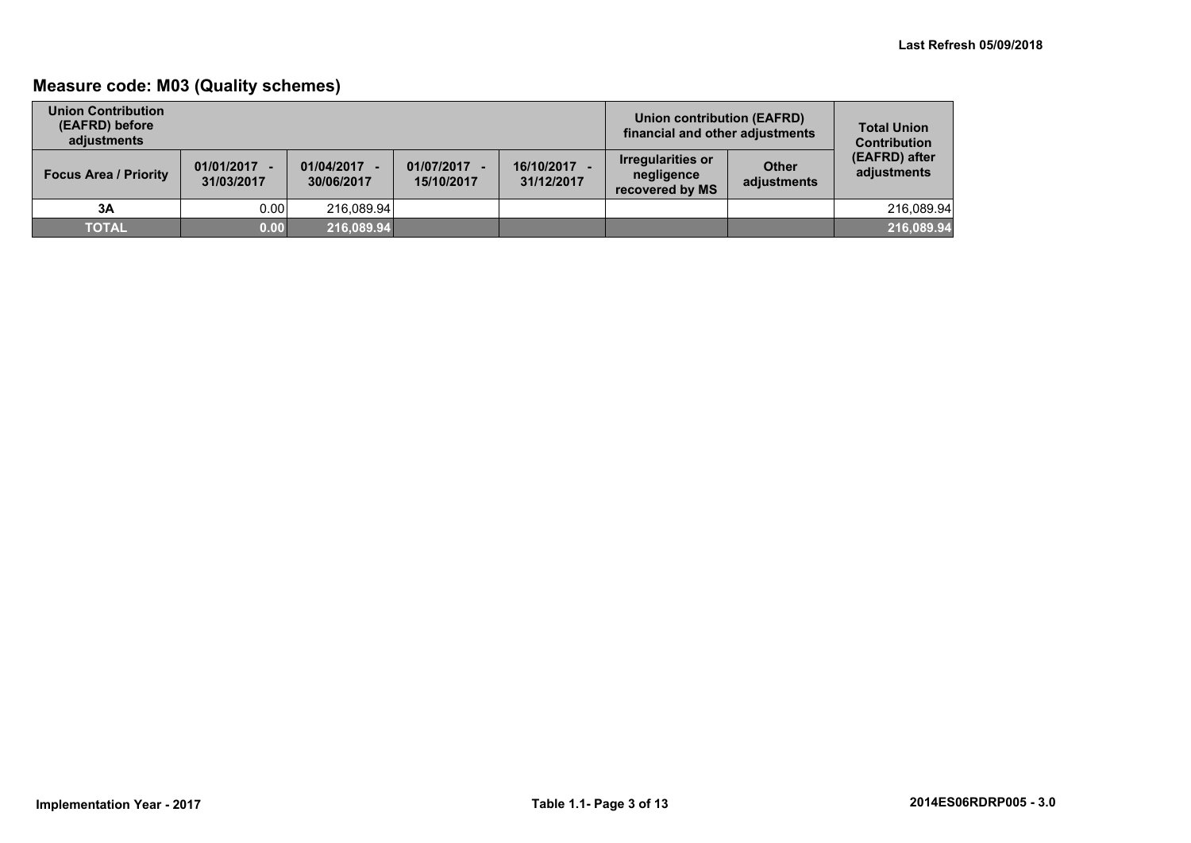## Measure code: M03 (Quality schemes)

| Union Contribution (EAFRD) before adjustments | | | | | Union contribution (EAFRD) financial and other adjustments | | Total Union Contribution (EAFRD) after adjustments |
|---|---|---|---|---|---|---|---|
| Focus Area / Priority | 01/01/2017 - 31/03/2017 | 01/04/2017 - 30/06/2017 | 01/07/2017 - 15/10/2017 | 16/10/2017 - 31/12/2017 | Irregularities or negligence recovered by MS | Other adjustments | |
| 3A | 0.00 | 216,089.94 | | | | | 216,089.94 |
| **TOTAL** | **0.00** | **216,089.94** | | | | | **216,089.94** |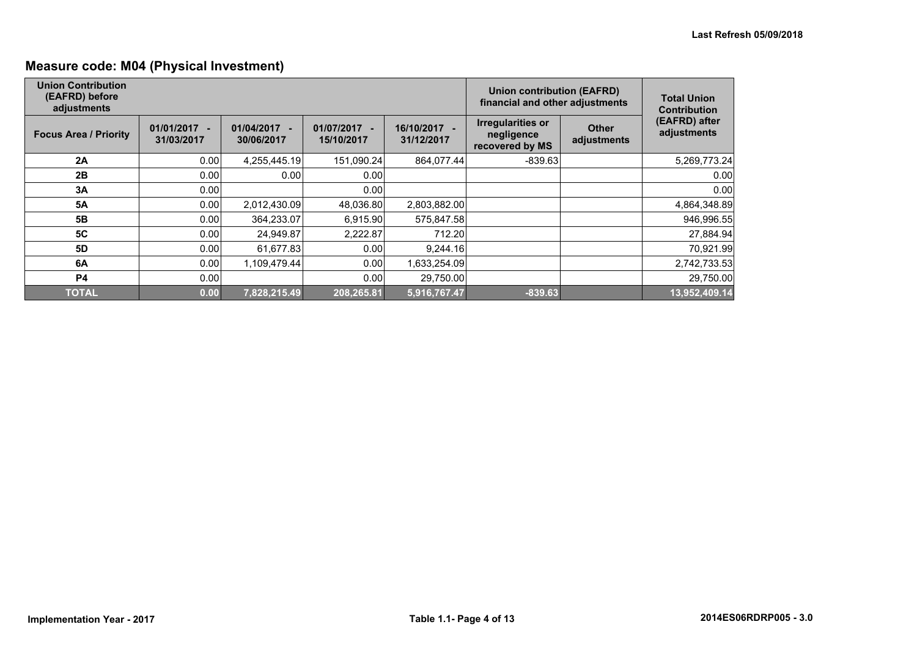## Measure code: M04 (Physical Investment)

| Union Contribution (EAFRD) before adjustments | | | | | Union contribution (EAFRD) financial and other adjustments | | Total Union Contribution (EAFRD) after adjustments |
|---|---|---|---|---|---|---|---|
| Focus Area / Priority | 01/01/2017 - 31/03/2017 | 01/04/2017 - 30/06/2017 | 01/07/2017 - 15/10/2017 | 16/10/2017 - 31/12/2017 | Irregularities or negligence recovered by MS | Other adjustments | |
| 2A | 0.00 | 4,255,445.19 | 151,090.24 | 864,077.44 | -839.63 | | 5,269,773.24 |
| 2B | 0.00 | 0.00 | 0.00 | | | | 0.00 |
| 3A | 0.00 | | 0.00 | | | | 0.00 |
| 5A | 0.00 | 2,012,430.09 | 48,036.80 | 2,803,882.00 | | | 4,864,348.89 |
| 5B | 0.00 | 364,233.07 | 6,915.90 | 575,847.58 | | | 946,996.55 |
| 5C | 0.00 | 24,949.87 | 2,222.87 | 712.20 | | | 27,884.94 |
| 5D | 0.00 | 61,677.83 | 0.00 | 9,244.16 | | | 70,921.99 |
| 6A | 0.00 | 1,109,479.44 | 0.00 | 1,633,254.09 | | | 2,742,733.53 |
| P4 | 0.00 | | 0.00 | 29,750.00 | | | 29,750.00 |
| **TOTAL** | **0.00** | **7,828,215.49** | **208,265.81** | **5,916,767.47** | **-839.63** | | **13,952,409.14** |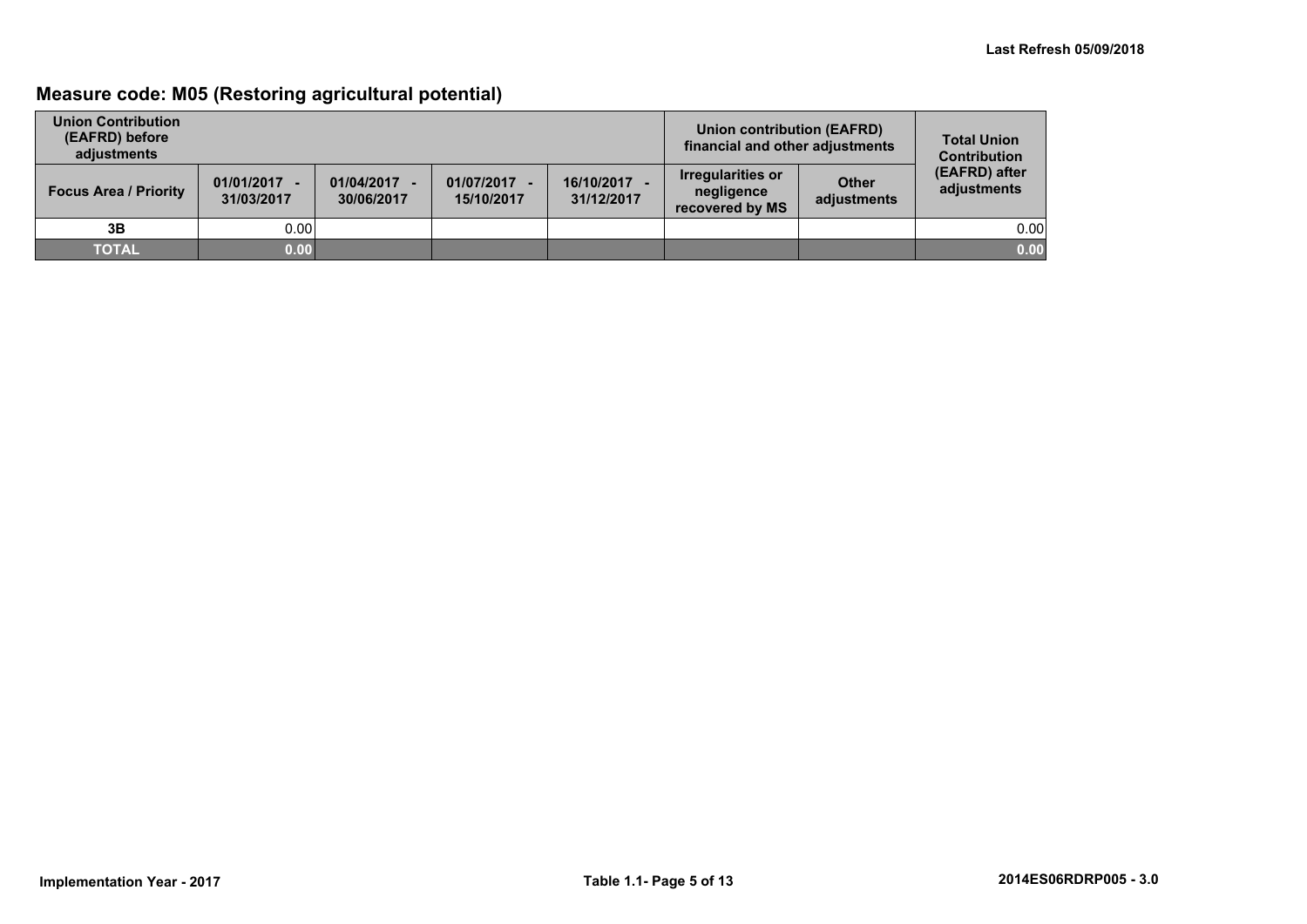## Measure code: M05 (Restoring agricultural potential)

| Union Contribution (EAFRD) before adjustments | | | | | Union contribution (EAFRD) financial and other adjustments | | Total Union Contribution (EAFRD) after adjustments |
|---|---|---|---|---|---|---|---|
| Focus Area / Priority | 01/01/2017 - 31/03/2017 | 01/04/2017 - 30/06/2017 | 01/07/2017 - 15/10/2017 | 16/10/2017 - 31/12/2017 | Irregularities or negligence recovered by MS | Other adjustments | |
| 3B | 0.00 | | | | | | 0.00 |
| **TOTAL** | **0.00** | | | | | | **0.00** |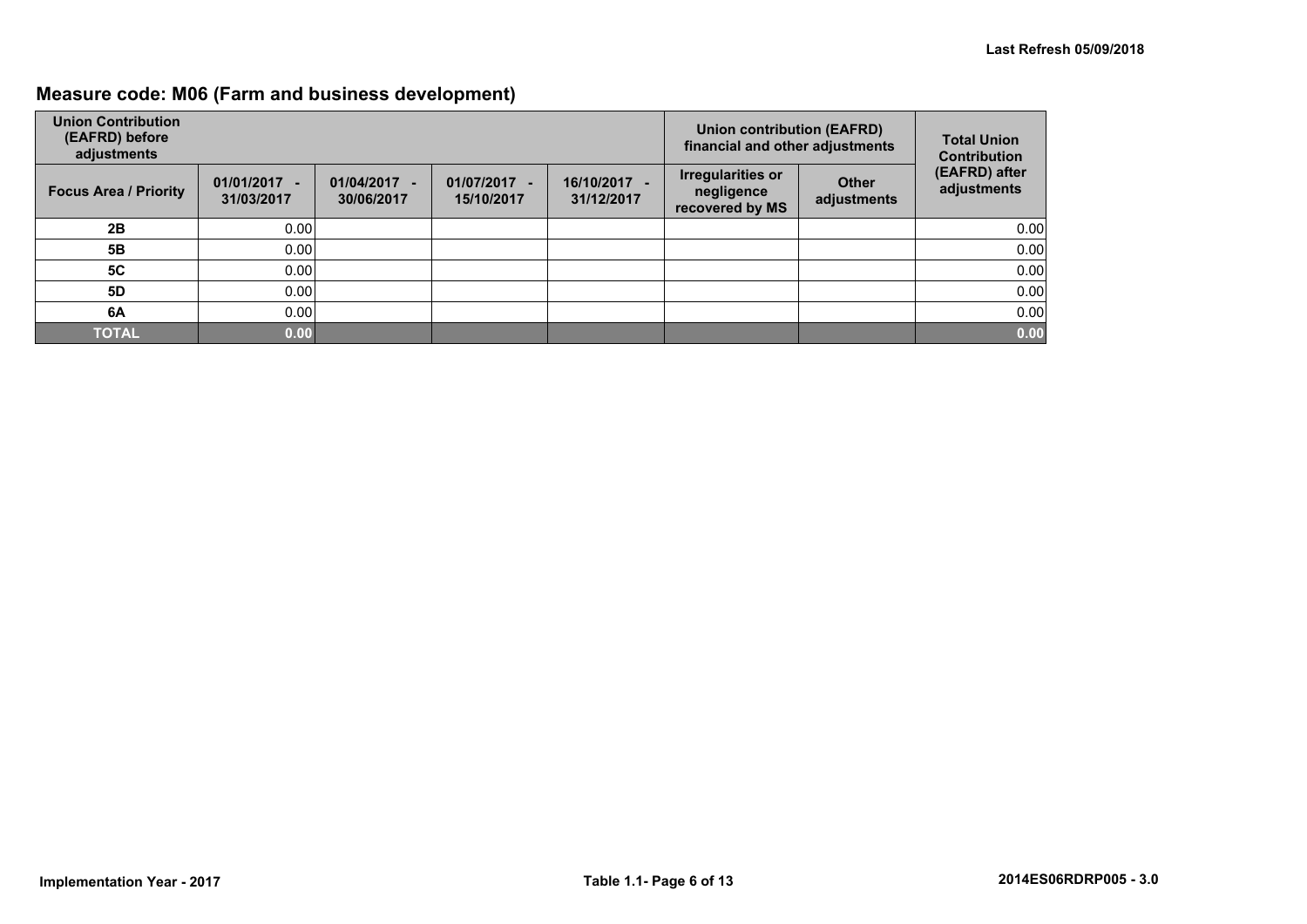## Measure code: M06 (Farm and business development)

| Union Contribution (EAFRD) before adjustments | | | | | Union contribution (EAFRD) financial and other adjustments | | Total Union Contribution (EAFRD) after adjustments |
|---|---|---|---|---|---|---|---|
| Focus Area / Priority | 01/01/2017 - 31/03/2017 | 01/04/2017 - 30/06/2017 | 01/07/2017 - 15/10/2017 | 16/10/2017 - 31/12/2017 | Irregularities or negligence recovered by MS | Other adjustments | |
| 2B | 0.00 | | | | | | 0.00 |
| 5B | 0.00 | | | | | | 0.00 |
| 5C | 0.00 | | | | | | 0.00 |
| 5D | 0.00 | | | | | | 0.00 |
| 6A | 0.00 | | | | | | 0.00 |
| **TOTAL** | **0.00** | | | | | | **0.00** |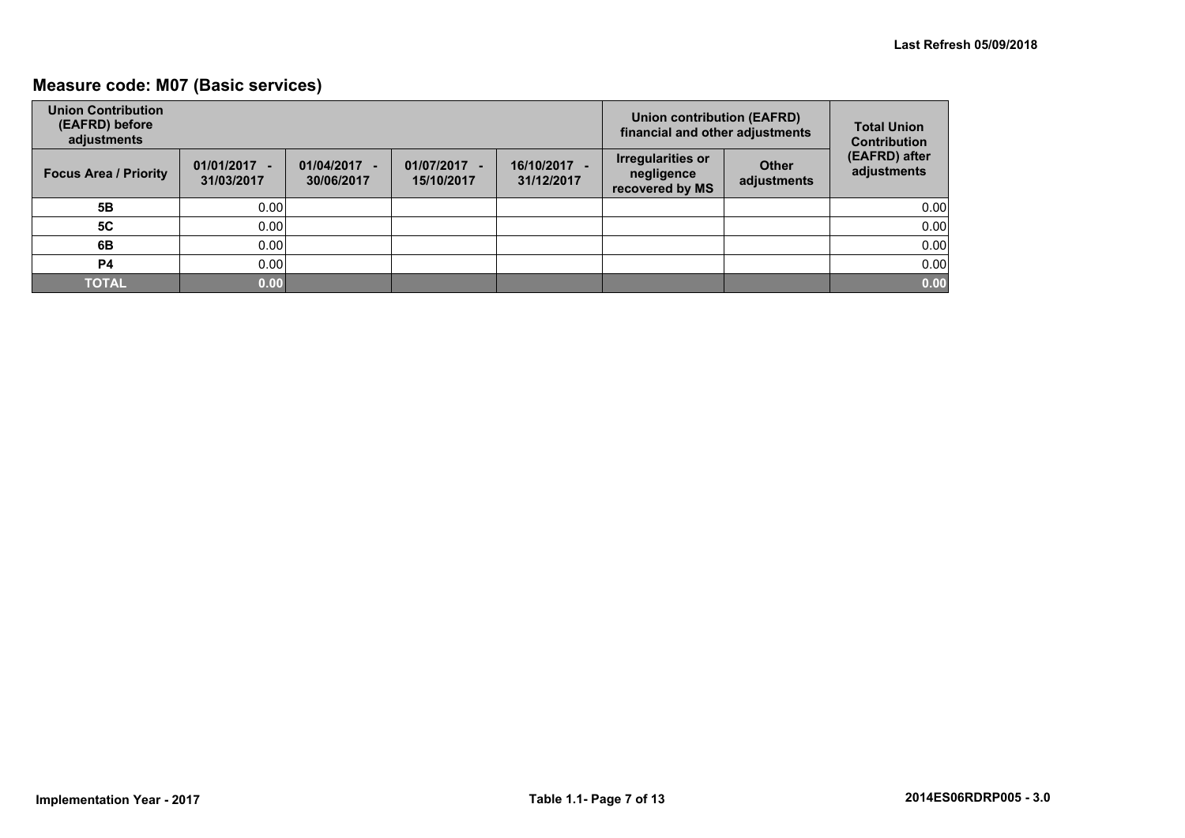## Measure code: M07 (Basic services)

| Union Contribution (EAFRD) before adjustments | | | | | Union contribution (EAFRD) financial and other adjustments | | Total Union Contribution (EAFRD) after adjustments |
|---|---|---|---|---|---|---|---|
| Focus Area / Priority | 01/01/2017 - 31/03/2017 | 01/04/2017 - 30/06/2017 | 01/07/2017 - 15/10/2017 | 16/10/2017 - 31/12/2017 | Irregularities or negligence recovered by MS | Other adjustments | |
| 5B | 0.00 | | | | | | 0.00 |
| 5C | 0.00 | | | | | | 0.00 |
| 6B | 0.00 | | | | | | 0.00 |
| P4 | 0.00 | | | | | | 0.00 |
| **TOTAL** | **0.00** | | | | | | **0.00** |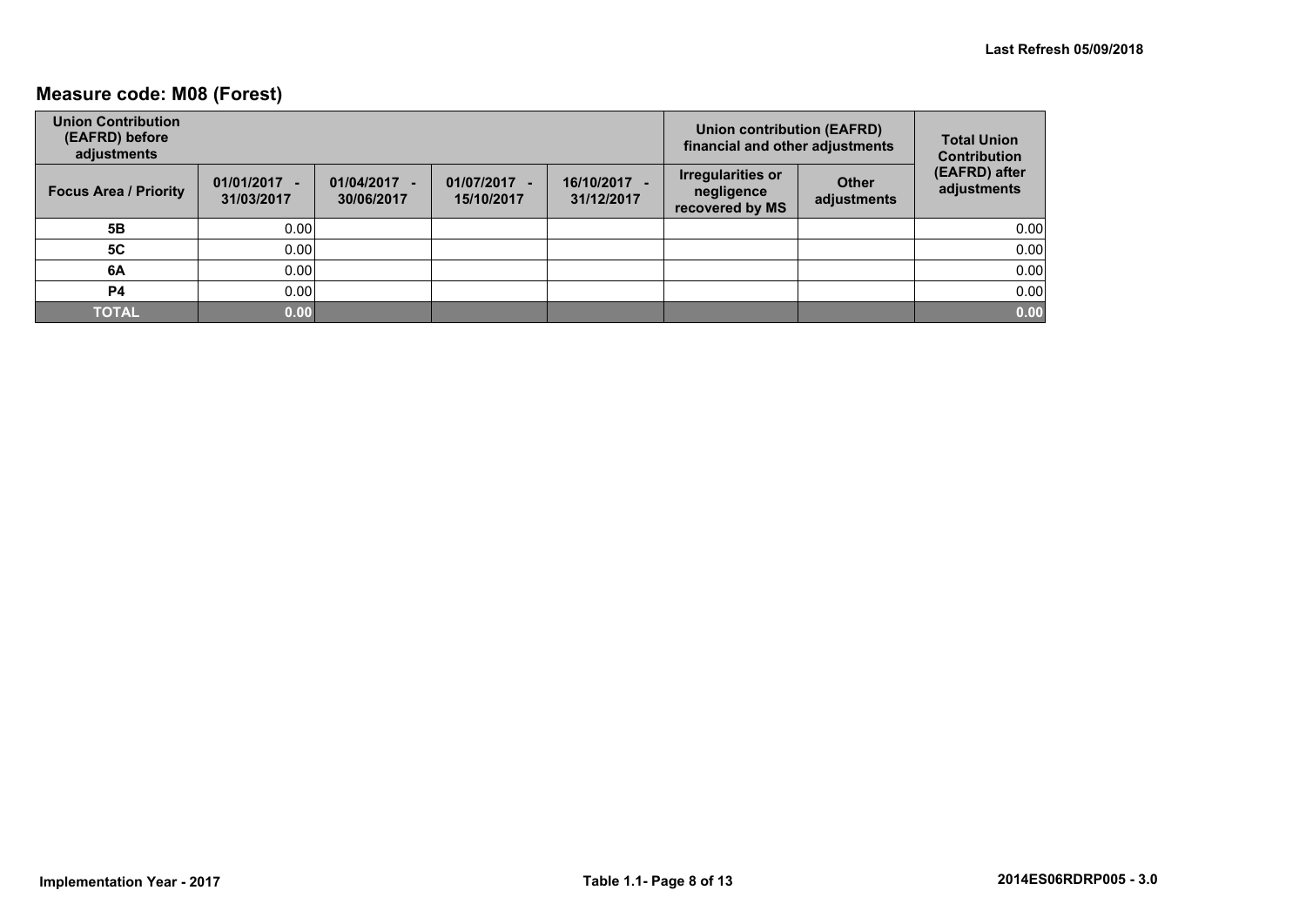## Measure code: M08 (Forest)

| Union Contribution (EAFRD) before adjustments | | | | | Union contribution (EAFRD) financial and other adjustments | | Total Union Contribution (EAFRD) after adjustments |
|---|---|---|---|---|---|---|---|
| Focus Area / Priority | 01/01/2017 - 31/03/2017 | 01/04/2017 - 30/06/2017 | 01/07/2017 - 15/10/2017 | 16/10/2017 - 31/12/2017 | Irregularities or negligence recovered by MS | Other adjustments | |
| 5B | 0.00 | | | | | | 0.00 |
| 5C | 0.00 | | | | | | 0.00 |
| 6A | 0.00 | | | | | | 0.00 |
| P4 | 0.00 | | | | | | 0.00 |
| **TOTAL** | **0.00** | | | | | | **0.00** |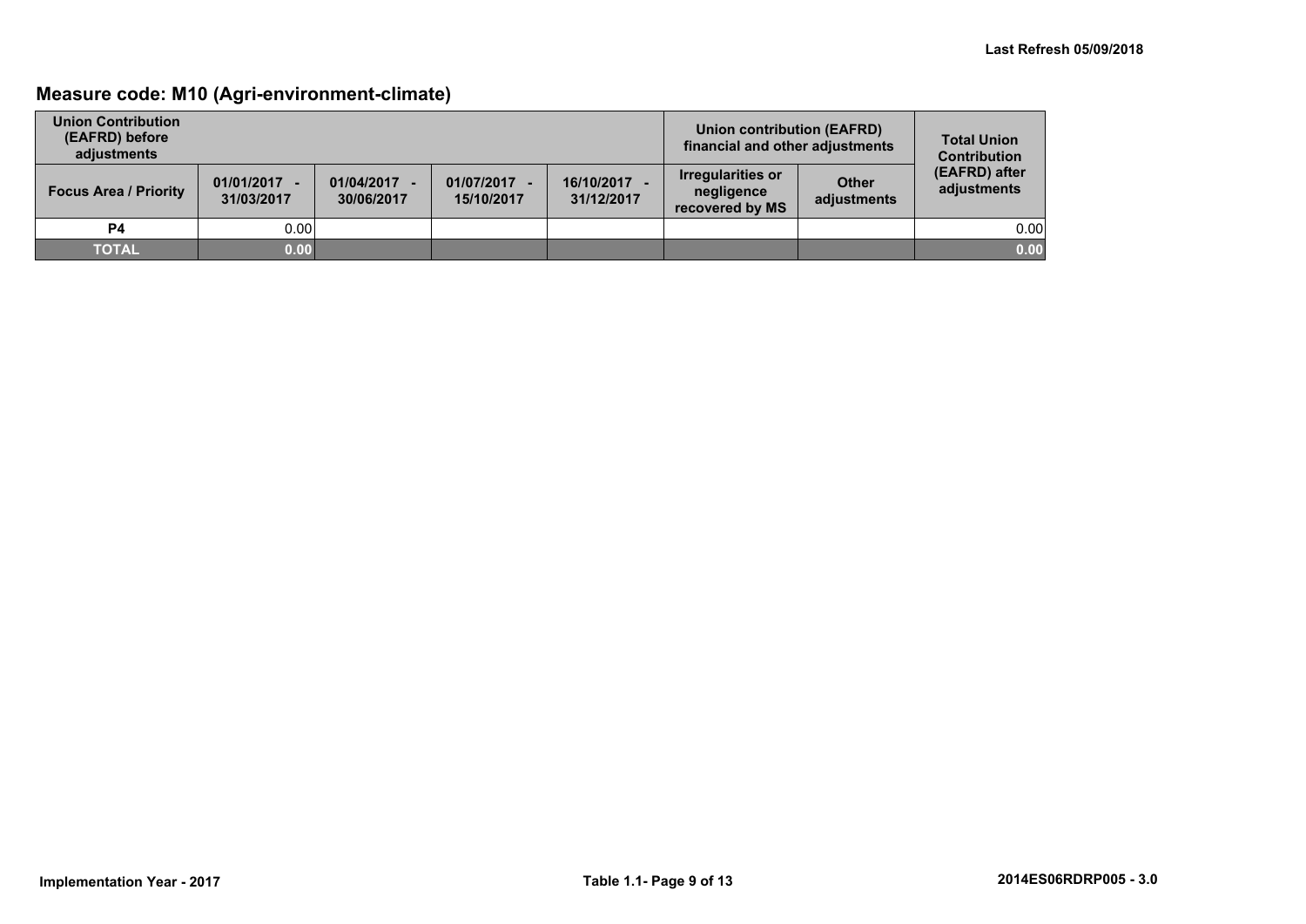## Measure code: M10 (Agri-environment-climate)

| Union Contribution (EAFRD) before adjustments | | | | | Union contribution (EAFRD) financial and other adjustments | | Total Union Contribution (EAFRD) after adjustments |
|---|---|---|---|---|---|---|---|
| **Focus Area / Priority** | **01/01/2017 - 31/03/2017** | **01/04/2017 - 30/06/2017** | **01/07/2017 - 15/10/2017** | **16/10/2017 - 31/12/2017** | **Irregularities or negligence recovered by MS** | **Other adjustments** | |
| **P4** | 0.00 | | | | | | 0.00 |
| **TOTAL** | **0.00** | | | | | | **0.00** |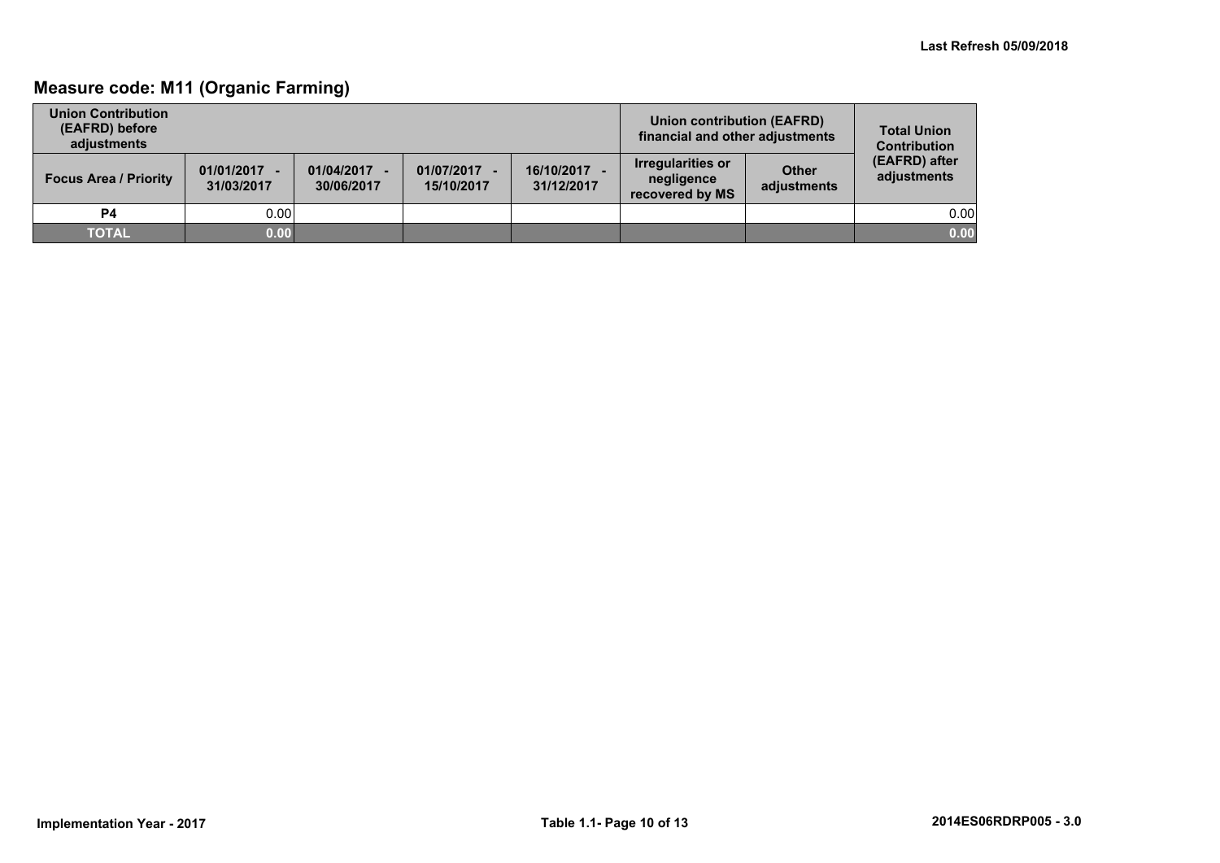Last Refresh 05/09/2018

## Measure code: M11 (Organic Farming)

| Union Contribution (EAFRD) before adjustments | | | | | Union contribution (EAFRD) financial and other adjustments | | Total Union Contribution (EAFRD) after adjustments |
|---|---|---|---|---|---|---|---|
| Focus Area / Priority | 01/01/2017 - 31/03/2017 | 01/04/2017 - 30/06/2017 | 01/07/2017 - 15/10/2017 | 16/10/2017 - 31/12/2017 | Irregularities or negligence recovered by MS | Other adjustments | |
| P4 | 0.00 | | | | | | 0.00 |
| **TOTAL** | **0.00** | | | | | | **0.00** |

Implementation Year - 2017

Table 1.1- Page 10 of 13

2014ES06RDRP005 - 3.0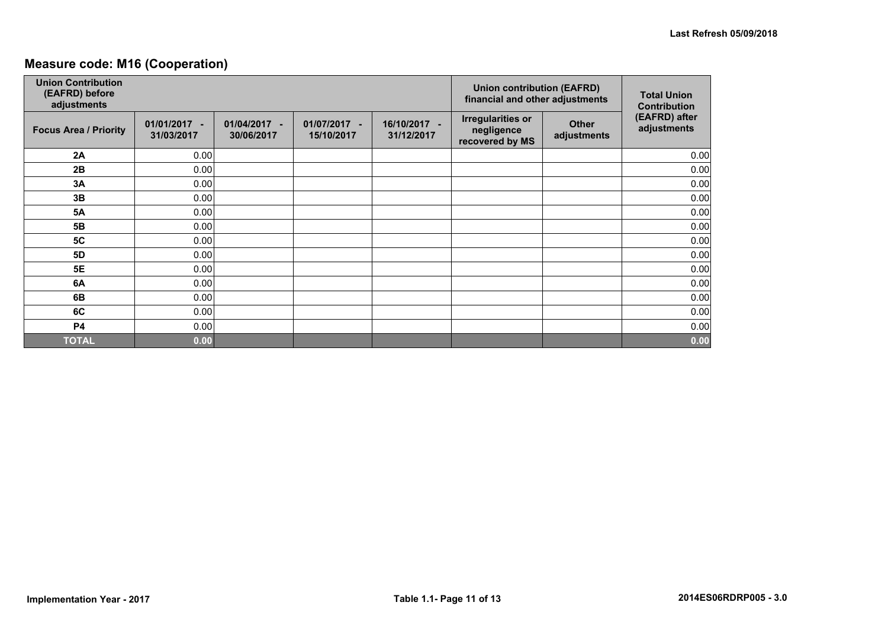## Measure code: M16 (Cooperation)

| Union Contribution (EAFRD) before adjustments | | | | | Union contribution (EAFRD) financial and other adjustments | | Total Union Contribution (EAFRD) after adjustments |
|---|---|---|---|---|---|---|---|
| Focus Area / Priority | 01/01/2017 - 31/03/2017 | 01/04/2017 - 30/06/2017 | 01/07/2017 - 15/10/2017 | 16/10/2017 - 31/12/2017 | Irregularities or negligence recovered by MS | Other adjustments | |
| 2A | 0.00 | | | | | | 0.00 |
| 2B | 0.00 | | | | | | 0.00 |
| 3A | 0.00 | | | | | | 0.00 |
| 3B | 0.00 | | | | | | 0.00 |
| 5A | 0.00 | | | | | | 0.00 |
| 5B | 0.00 | | | | | | 0.00 |
| 5C | 0.00 | | | | | | 0.00 |
| 5D | 0.00 | | | | | | 0.00 |
| 5E | 0.00 | | | | | | 0.00 |
| 6A | 0.00 | | | | | | 0.00 |
| 6B | 0.00 | | | | | | 0.00 |
| 6C | 0.00 | | | | | | 0.00 |
| P4 | 0.00 | | | | | | 0.00 |
| **TOTAL** | **0.00** | | | | | | **0.00** |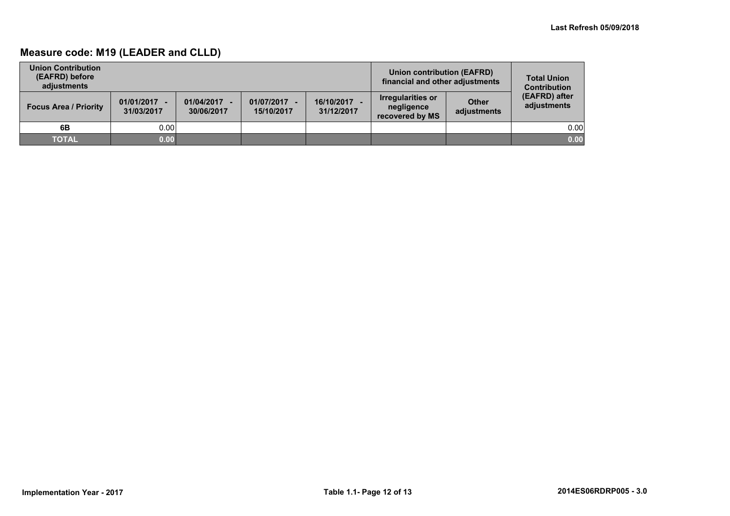## Measure code: M19 (LEADER and CLLD)

| Union Contribution (EAFRD) before adjustments | | | | | Union contribution (EAFRD) financial and other adjustments | | Total Union Contribution (EAFRD) after adjustments |
|---|---|---|---|---|---|---|---|
| Focus Area / Priority | 01/01/2017 - 31/03/2017 | 01/04/2017 - 30/06/2017 | 01/07/2017 - 15/10/2017 | 16/10/2017 - 31/12/2017 | Irregularities or negligence recovered by MS | Other adjustments | |
| 6B | 0.00 | | | | | | 0.00 |
| **TOTAL** | **0.00** | | | | | | **0.00** |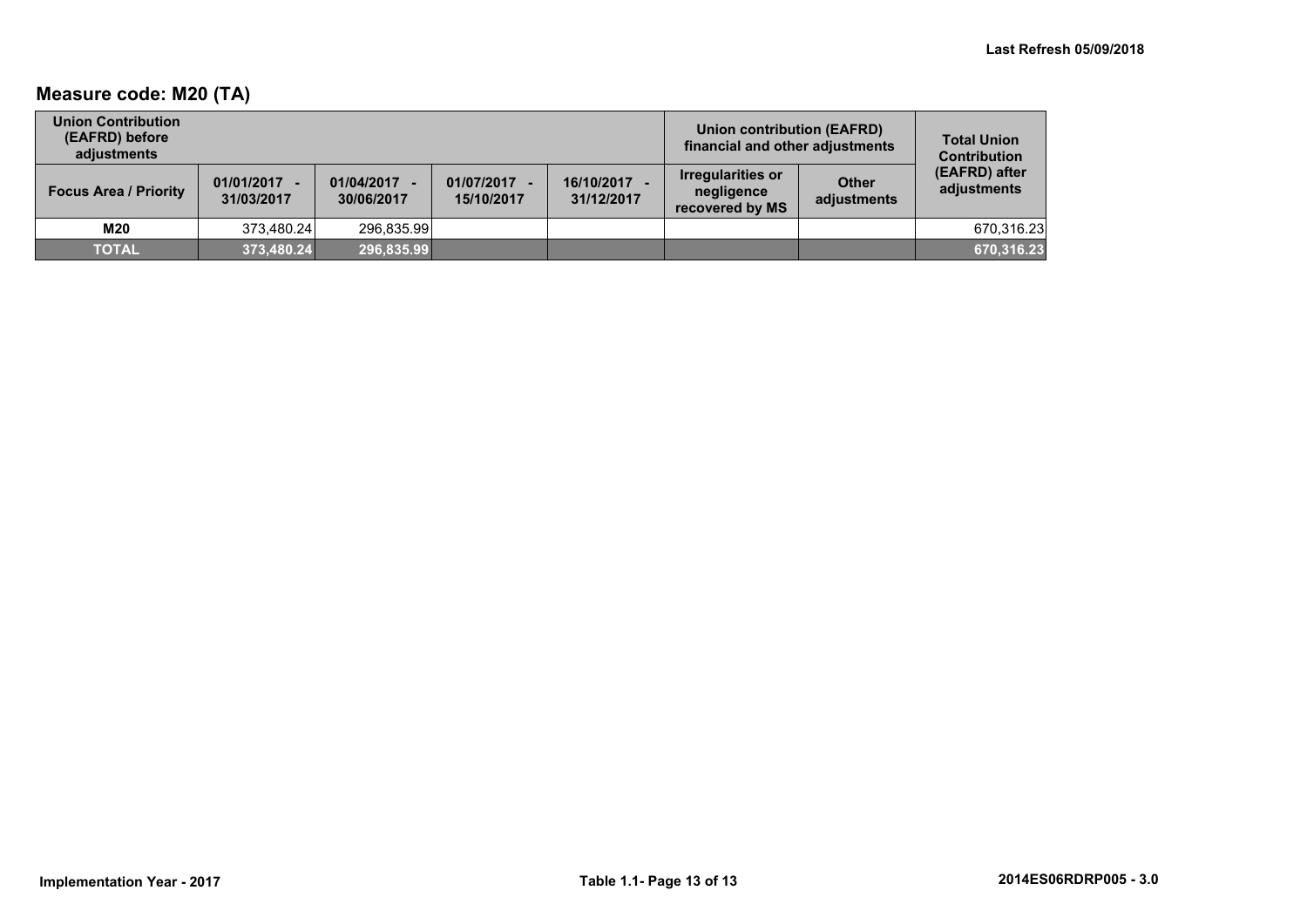## Measure code: M20 (TA)

| Union Contribution (EAFRD) before adjustments | | | | | Union contribution (EAFRD) financial and other adjustments | | Total Union Contribution (EAFRD) after adjustments |
|---|---|---|---|---|---|---|---|
| Focus Area / Priority | 01/01/2017 - 31/03/2017 | 01/04/2017 - 30/06/2017 | 01/07/2017 - 15/10/2017 | 16/10/2017 - 31/12/2017 | Irregularities or negligence recovered by MS | Other adjustments | |
| **M20** | 373,480.24 | 296,835.99 | | | | | 670,316.23 |
| **TOTAL** | **373,480.24** | **296,835.99** | | | | | **670,316.23** |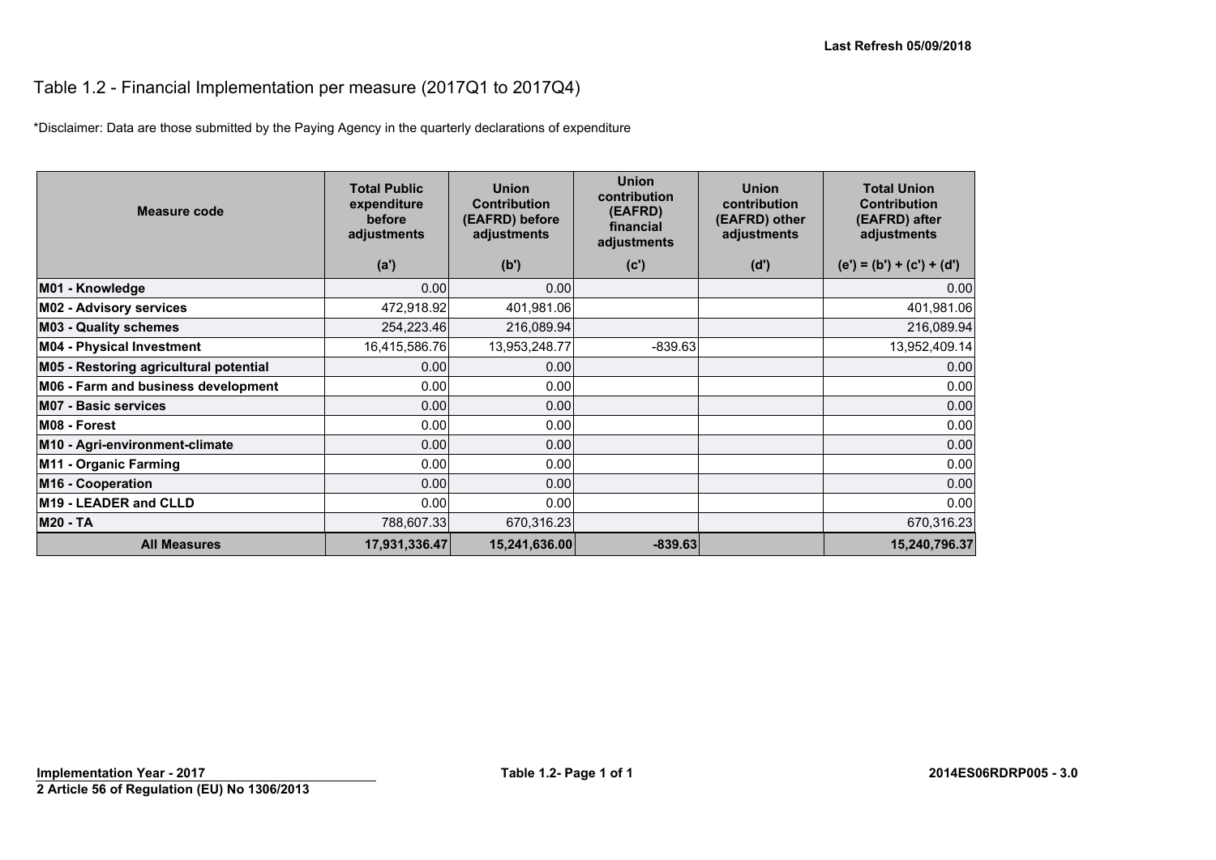Last Refresh 05/09/2018

# Table 1.2 - Financial Implementation per measure (2017Q1 to 2017Q4)

*Disclaimer: Data are those submitted by the Paying Agency in the quarterly declarations of expenditure

| Measure code | Total Public expenditure before adjustments (a') | Union Contribution (EAFRD) before adjustments (b') | Union contribution (EAFRD) financial adjustments (c') | Union contribution (EAFRD) other adjustments (d') | Total Union Contribution (EAFRD) after adjustments (e') = (b') + (c') + (d') |
|---|---|---|---|---|---|
| **M01 - Knowledge** | 0.00 | 0.00 | | | 0.00 |
| **M02 - Advisory services** | 472,918.92 | 401,981.06 | | | 401,981.06 |
| **M03 - Quality schemes** | 254,223.46 | 216,089.94 | | | 216,089.94 |
| **M04 - Physical Investment** | 16,415,586.76 | 13,953,248.77 | -839.63 | | 13,952,409.14 |
| **M05 - Restoring agricultural potential** | 0.00 | 0.00 | | | 0.00 |
| **M06 - Farm and business development** | 0.00 | 0.00 | | | 0.00 |
| **M07 - Basic services** | 0.00 | 0.00 | | | 0.00 |
| **M08 - Forest** | 0.00 | 0.00 | | | 0.00 |
| **M10 - Agri-environment-climate** | 0.00 | 0.00 | | | 0.00 |
| **M11 - Organic Farming** | 0.00 | 0.00 | | | 0.00 |
| **M16 - Cooperation** | 0.00 | 0.00 | | | 0.00 |
| **M19 - LEADER and CLLD** | 0.00 | 0.00 | | | 0.00 |
| **M20 - TA** | 788,607.33 | 670,316.23 | | | 670,316.23 |
| **All Measures** | **17,931,336.47** | **15,241,636.00** | **-839.63** | | **15,240,796.37** |

**Implementation Year - 2017**

**2 Article 56 of Regulation (EU) No 1306/2013**

**2014ES06RDRP005 - 3.0**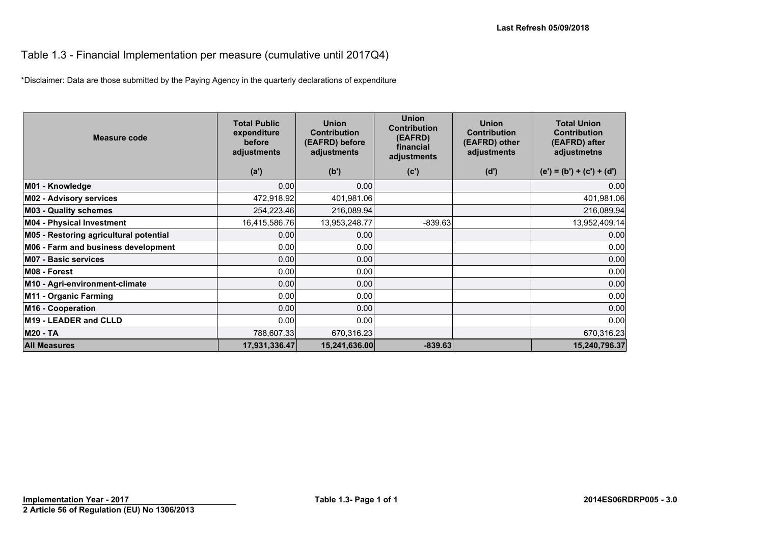Last Refresh 05/09/2018

# Table 1.3 - Financial Implementation per measure (cumulative until 2017Q4)

*Disclaimer: Data are those submitted by the Paying Agency in the quarterly declarations of expenditure

| Measure code | Total Public expenditure before adjustments<br>(a') | Union Contribution (EAFRD) before adjustments<br>(b') | Union Contribution (EAFRD) financial adjustments<br>(c') | Union Contribution (EAFRD) other adjustments<br>(d') | Total Union Contribution (EAFRD) after adjustmetns<br>(e') = (b') + (c') + (d') |
|---|---|---|---|---|---|
| **M01 - Knowledge** | 0.00 | 0.00 | | | 0.00 |
| **M02 - Advisory services** | 472,918.92 | 401,981.06 | | | 401,981.06 |
| **M03 - Quality schemes** | 254,223.46 | 216,089.94 | | | 216,089.94 |
| **M04 - Physical Investment** | 16,415,586.76 | 13,953,248.77 | -839.63 | | 13,952,409.14 |
| **M05 - Restoring agricultural potential** | 0.00 | 0.00 | | | 0.00 |
| **M06 - Farm and business development** | 0.00 | 0.00 | | | 0.00 |
| **M07 - Basic services** | 0.00 | 0.00 | | | 0.00 |
| **M08 - Forest** | 0.00 | 0.00 | | | 0.00 |
| **M10 - Agri-environment-climate** | 0.00 | 0.00 | | | 0.00 |
| **M11 - Organic Farming** | 0.00 | 0.00 | | | 0.00 |
| **M16 - Cooperation** | 0.00 | 0.00 | | | 0.00 |
| **M19 - LEADER and CLLD** | 0.00 | 0.00 | | | 0.00 |
| **M20 - TA** | 788,607.33 | 670,316.23 | | | 670,316.23 |
| **All Measures** | **17,931,336.47** | **15,241,636.00** | **-839.63** | | **15,240,796.37** |

**Implementation Year - 2017**

**2 Article 56 of Regulation (EU) No 1306/2013**

**2014ES06RDRP005 - 3.0**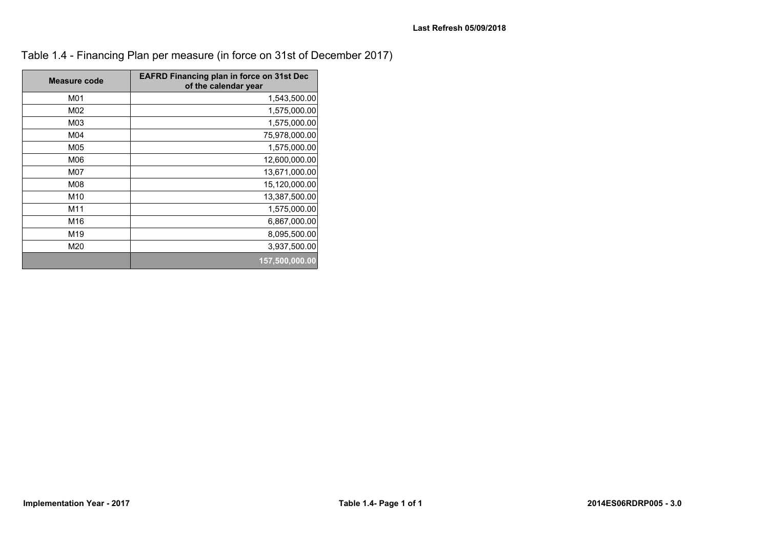# Table 1.4 - Financing Plan per measure (in force on 31st of December 2017)

| Measure code | EAFRD Financing plan in force on 31st Dec of the calendar year |
|---|---|
| M01 | 1,543,500.00 |
| M02 | 1,575,000.00 |
| M03 | 1,575,000.00 |
| M04 | 75,978,000.00 |
| M05 | 1,575,000.00 |
| M06 | 12,600,000.00 |
| M07 | 13,671,000.00 |
| M08 | 15,120,000.00 |
| M10 | 13,387,500.00 |
| M11 | 1,575,000.00 |
| M16 | 6,867,000.00 |
| M19 | 8,095,500.00 |
| M20 | 3,937,500.00 |
| | **157,500,000.00** |